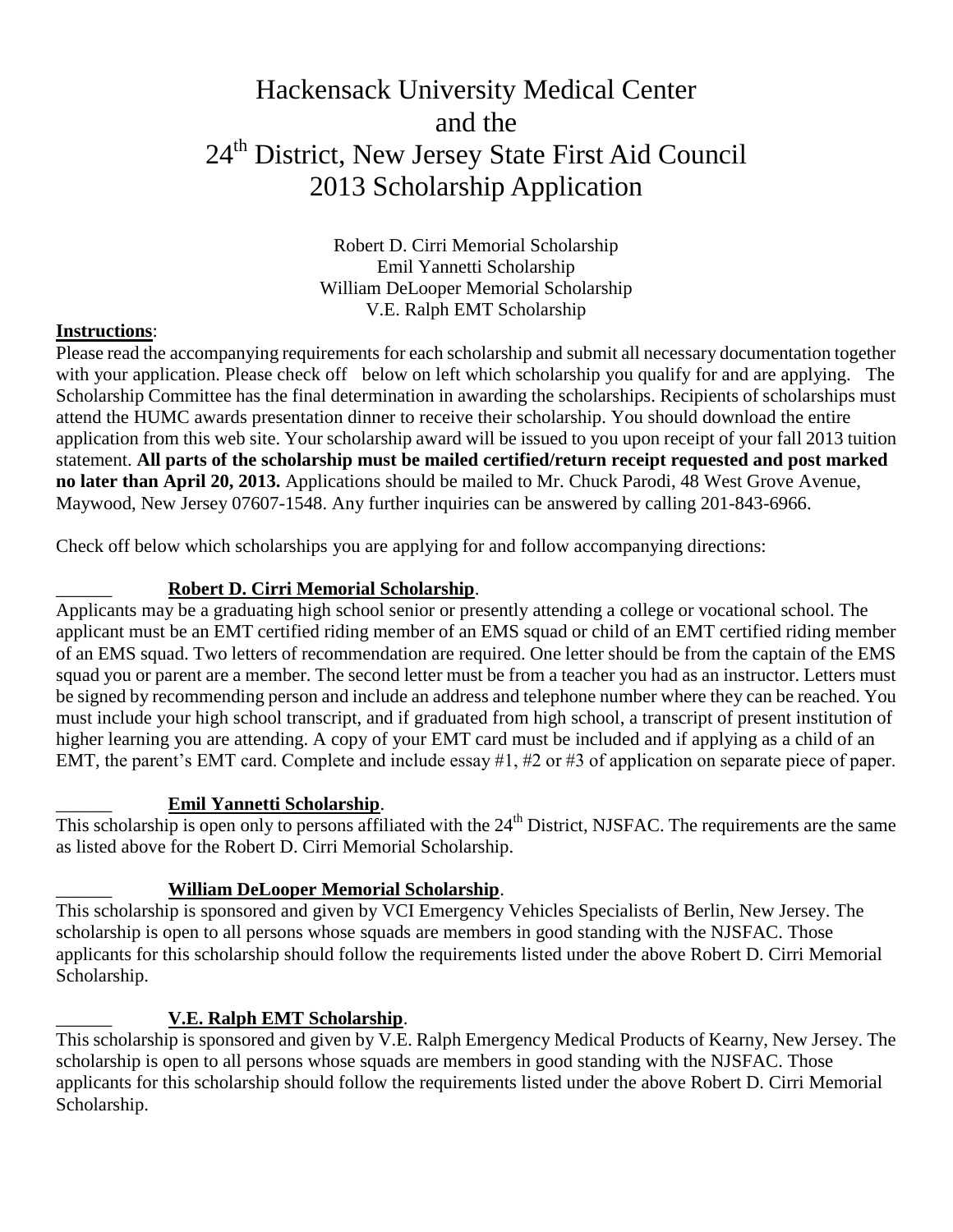# Hackensack University Medical Center and the 24th District, New Jersey State First Aid Council 2013 Scholarship Application

Robert D. Cirri Memorial Scholarship
Emil Yannetti Scholarship
William DeLooper Memorial Scholarship
V.E. Ralph EMT Scholarship

**Instructions**:

Please read the accompanying requirements for each scholarship and submit all necessary documentation together with your application. Please check off below on left which scholarship you qualify for and are applying. The Scholarship Committee has the final determination in awarding the scholarships. Recipients of scholarships must attend the HUMC awards presentation dinner to receive their scholarship. You should download the entire application from this web site. Your scholarship award will be issued to you upon receipt of your fall 2013 tuition statement. **All parts of the scholarship must be mailed certified/return receipt requested and post marked no later than April 20, 2013.** Applications should be mailed to Mr. Chuck Parodi, 48 West Grove Avenue, Maywood, New Jersey 07607-1548. Any further inquiries can be answered by calling 201-843-6966.

Check off below which scholarships you are applying for and follow accompanying directions:

______ **Robert D. Cirri Memorial Scholarship**.

Applicants may be a graduating high school senior or presently attending a college or vocational school. The applicant must be an EMT certified riding member of an EMS squad or child of an EMT certified riding member of an EMS squad. Two letters of recommendation are required. One letter should be from the captain of the EMS squad you or parent are a member. The second letter must be from a teacher you had as an instructor. Letters must be signed by recommending person and include an address and telephone number where they can be reached. You must include your high school transcript, and if graduated from high school, a transcript of present institution of higher learning you are attending. A copy of your EMT card must be included and if applying as a child of an EMT, the parent's EMT card. Complete and include essay #1, #2 or #3 of application on separate piece of paper.

______ **Emil Yannetti Scholarship**.

This scholarship is open only to persons affiliated with the 24th District, NJSFAC. The requirements are the same as listed above for the Robert D. Cirri Memorial Scholarship.

______ **William DeLooper Memorial Scholarship**.

This scholarship is sponsored and given by VCI Emergency Vehicles Specialists of Berlin, New Jersey. The scholarship is open to all persons whose squads are members in good standing with the NJSFAC. Those applicants for this scholarship should follow the requirements listed under the above Robert D. Cirri Memorial Scholarship.

______ **V.E. Ralph EMT Scholarship**.

This scholarship is sponsored and given by V.E. Ralph Emergency Medical Products of Kearny, New Jersey. The scholarship is open to all persons whose squads are members in good standing with the NJSFAC. Those applicants for this scholarship should follow the requirements listed under the above Robert D. Cirri Memorial Scholarship.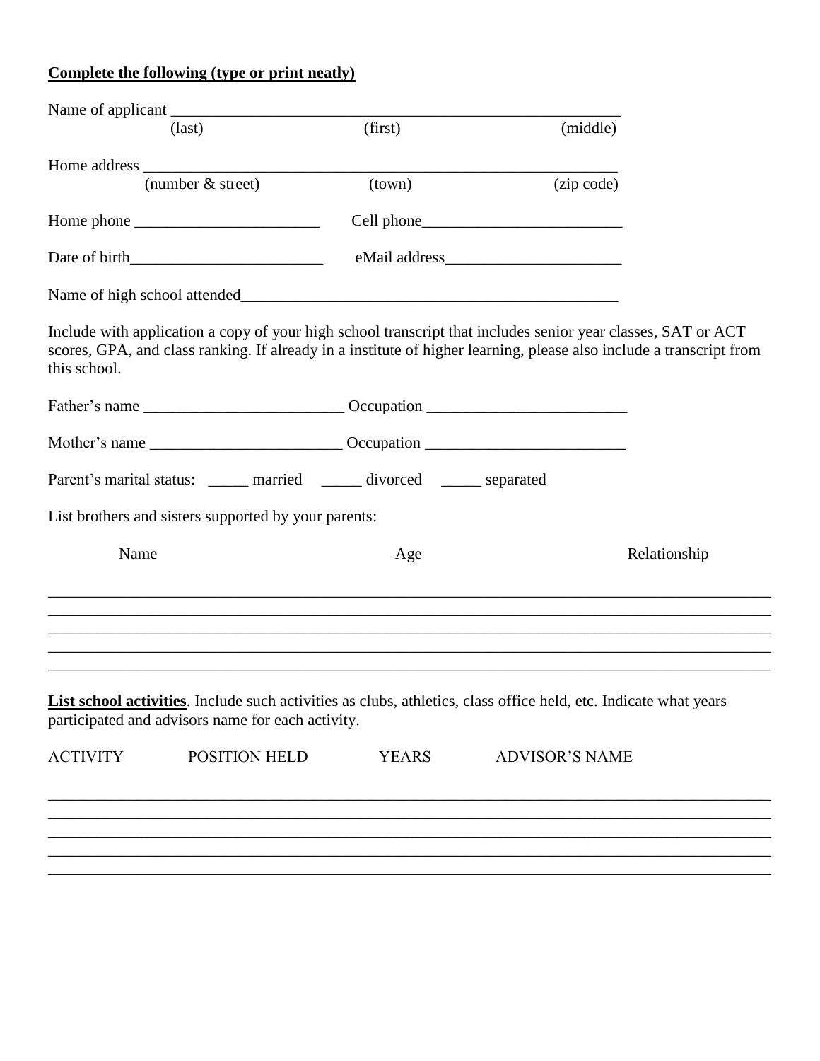**Complete the following (type or print neatly)**

Name of applicant ____________________________________________________________

(last) (first) (middle)

Home address ________________________________________________________________

(number & street) (town) (zip code)

Home phone ________________________ Cell phone__________________________

Date of birth________________________ eMail address______________________

Name of high school attended_______________________________________________

Include with application a copy of your high school transcript that includes senior year classes, SAT or ACT scores, GPA, and class ranking. If already in a institute of higher learning, please also include a transcript from this school.

Father's name _________________________ Occupation _________________________

Mother's name ________________________ Occupation _________________________

Parent's marital status: _____ married _____ divorced _____ separated

List brothers and sisters supported by your parents:

| Name | Age | Relationship |
|---|---|---|
| | | |
| | | |
| | | |
| | | |
| | | |

**List school activities**. Include such activities as clubs, athletics, class office held, etc. Indicate what years participated and advisors name for each activity.

| ACTIVITY | POSITION HELD | YEARS | ADVISOR'S NAME |
|---|---|---|---|
| | | | |
| | | | |
| | | | |
| | | | |
| | | | |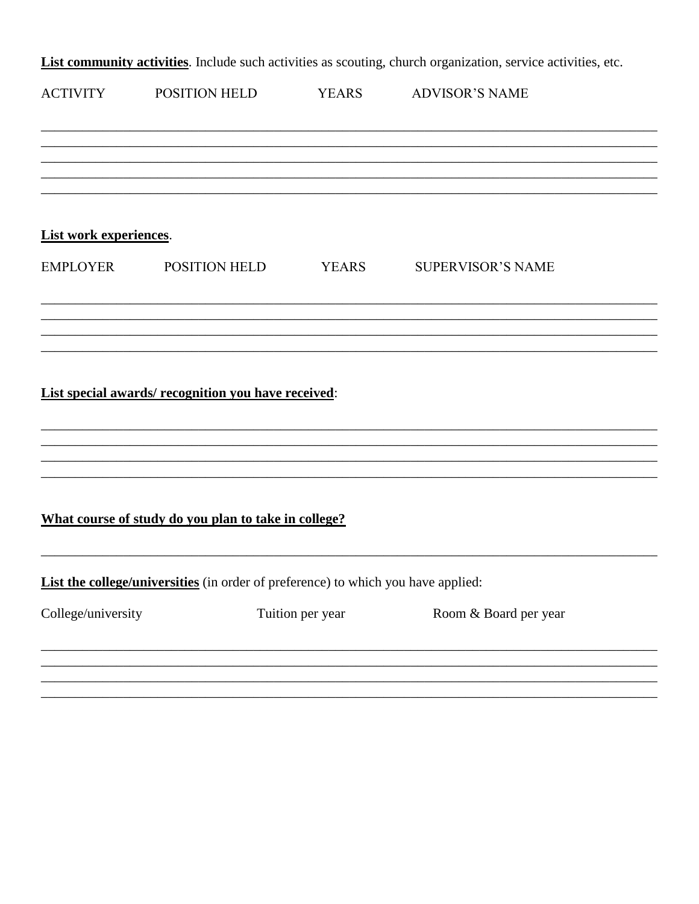**List community activities**. Include such activities as scouting, church organization, service activities, etc.

| ACTIVITY | POSITION HELD | YEARS | ADVISOR'S NAME |
|---|---|---|---|
| | | | |
| | | | |
| | | | |
| | | | |
| | | | |

**List work experiences**.

| EMPLOYER | POSITION HELD | YEARS | SUPERVISOR'S NAME |
|---|---|---|---|
| | | | |
| | | | |
| | | | |
| | | | |

**List special awards/ recognition you have received**:

_______________________________________________________________________________

_______________________________________________________________________________

_______________________________________________________________________________

_______________________________________________________________________________

**What course of study do you plan to take in college?**

_______________________________________________________________________________

**List the college/universities** (in order of preference) to which you have applied:

| College/university | Tuition per year | Room & Board per year |
|---|---|---|
| | | |
| | | |
| | | |
| | | |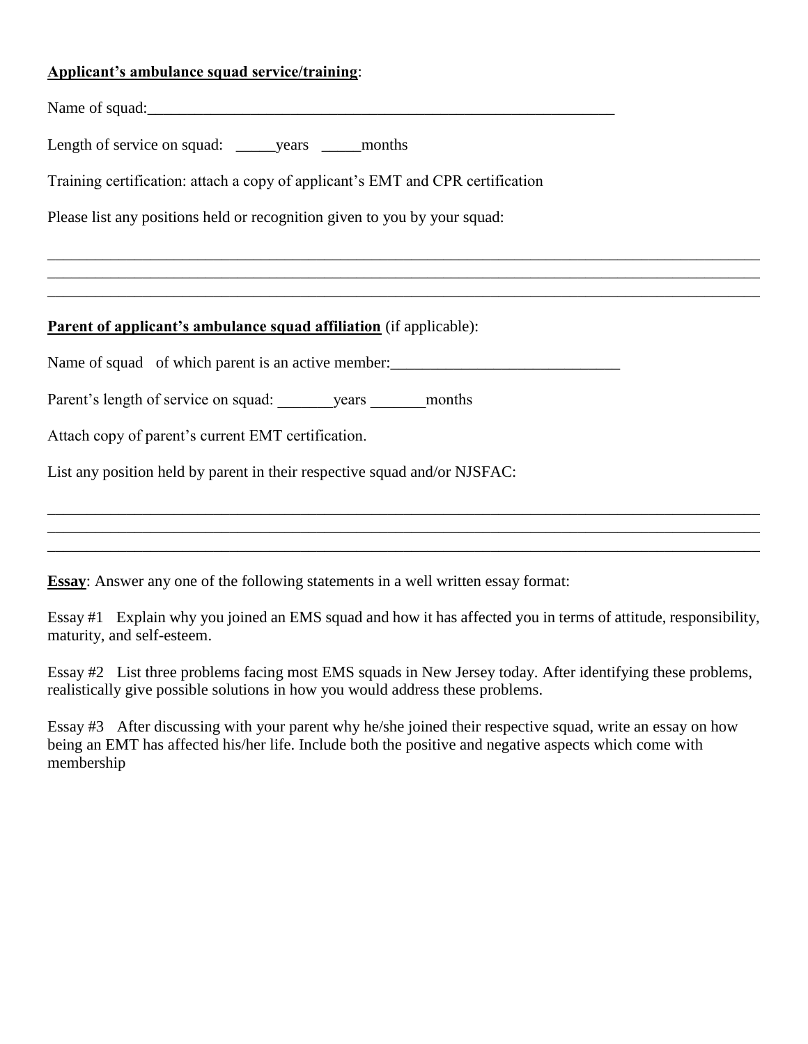**Applicant's ambulance squad service/training**:

Name of squad:_____________________________________________________________

Length of service on squad: _____years _____months

Training certification: attach a copy of applicant's EMT and CPR certification

Please list any positions held or recognition given to you by your squad:

_______________________________________________________________________________________
_______________________________________________________________________________________
_______________________________________________________________________________________

**Parent of applicant's ambulance squad affiliation** (if applicable):

Name of squad of which parent is an active member:____________________________

Parent's length of service on squad: _______years _______months

Attach copy of parent's current EMT certification.

List any position held by parent in their respective squad and/or NJSFAC:

_______________________________________________________________________________________
_______________________________________________________________________________________
_______________________________________________________________________________________

**Essay**: Answer any one of the following statements in a well written essay format:

Essay #1 Explain why you joined an EMS squad and how it has affected you in terms of attitude, responsibility, maturity, and self-esteem.

Essay #2 List three problems facing most EMS squads in New Jersey today. After identifying these problems, realistically give possible solutions in how you would address these problems.

Essay #3 After discussing with your parent why he/she joined their respective squad, write an essay on how being an EMT has affected his/her life. Include both the positive and negative aspects which come with membership